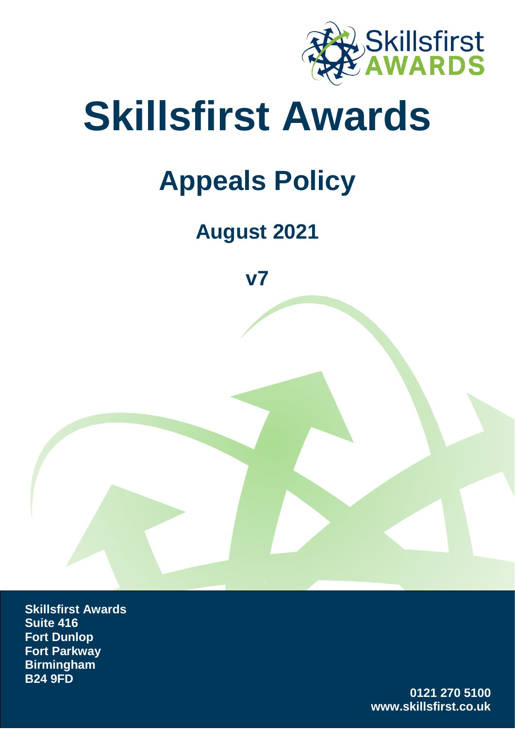# Skillsfirst Awards

## Appeals Policy

### August 2021

### v7

**Skillsfirst Awards**
**Suite 416**
**Fort Dunlop**
**Fort Parkway**
**Birmingham**
**B24 9FD**

**0121 270 5100**
**www.skillsfirst.co.uk**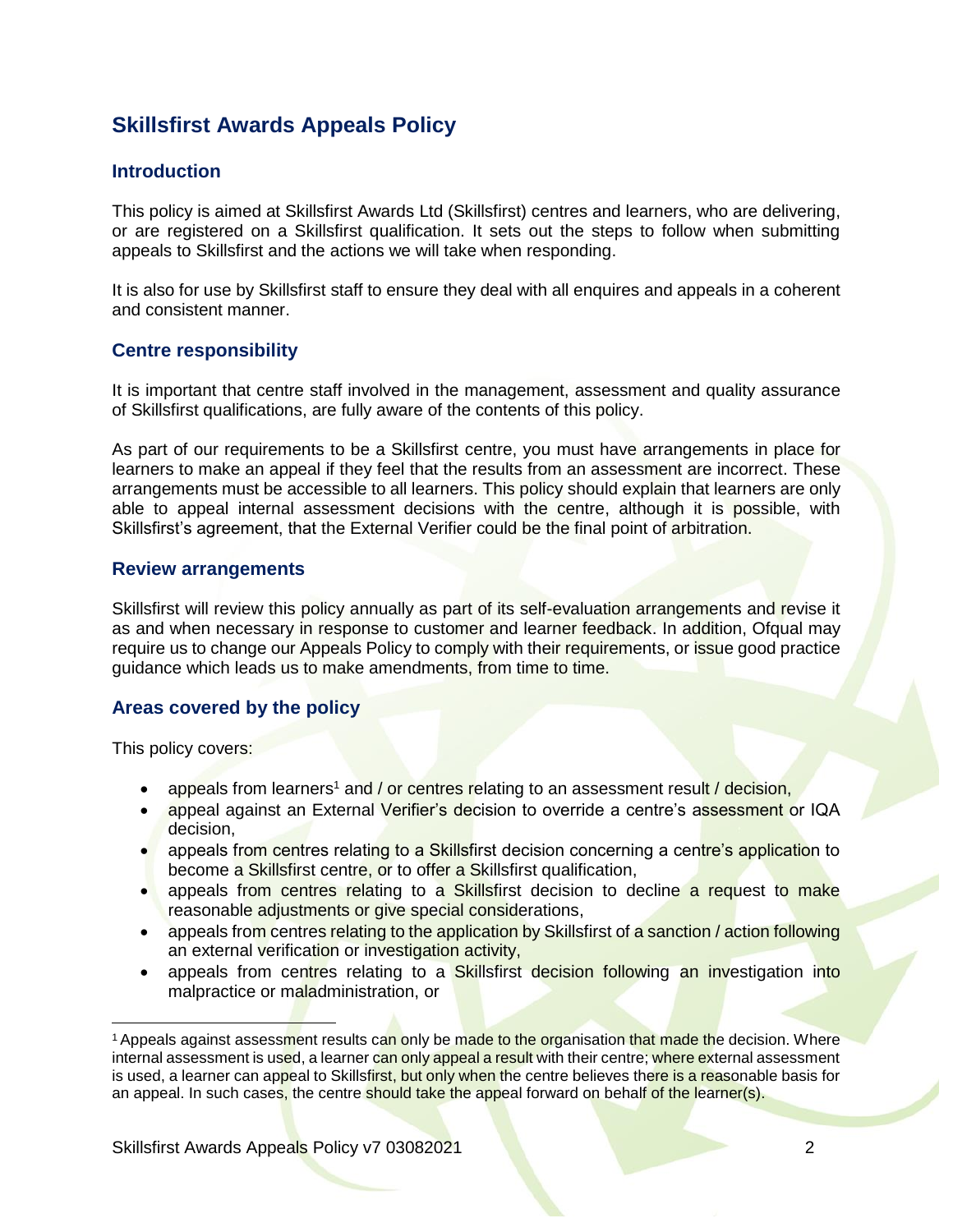# Skillsfirst Awards Appeals Policy

## Introduction

This policy is aimed at Skillsfirst Awards Ltd (Skillsfirst) centres and learners, who are delivering, or are registered on a Skillsfirst qualification. It sets out the steps to follow when submitting appeals to Skillsfirst and the actions we will take when responding.

It is also for use by Skillsfirst staff to ensure they deal with all enquires and appeals in a coherent and consistent manner.

## Centre responsibility

It is important that centre staff involved in the management, assessment and quality assurance of Skillsfirst qualifications, are fully aware of the contents of this policy.

As part of our requirements to be a Skillsfirst centre, you must have arrangements in place for learners to make an appeal if they feel that the results from an assessment are incorrect. These arrangements must be accessible to all learners. This policy should explain that learners are only able to appeal internal assessment decisions with the centre, although it is possible, with Skillsfirst's agreement, that the External Verifier could be the final point of arbitration.

## Review arrangements

Skillsfirst will review this policy annually as part of its self-evaluation arrangements and revise it as and when necessary in response to customer and learner feedback. In addition, Ofqual may require us to change our Appeals Policy to comply with their requirements, or issue good practice guidance which leads us to make amendments, from time to time.

## Areas covered by the policy

This policy covers:

- appeals from learners[1] and / or centres relating to an assessment result / decision,
- appeal against an External Verifier's decision to override a centre's assessment or IQA decision,
- appeals from centres relating to a Skillsfirst decision concerning a centre's application to become a Skillsfirst centre, or to offer a Skillsfirst qualification,
- appeals from centres relating to a Skillsfirst decision to decline a request to make reasonable adjustments or give special considerations,
- appeals from centres relating to the application by Skillsfirst of a sanction / action following an external verification or investigation activity,
- appeals from centres relating to a Skillsfirst decision following an investigation into malpractice or maladministration, or

[1] Appeals against assessment results can only be made to the organisation that made the decision. Where internal assessment is used, a learner can only appeal a result with their centre; where external assessment is used, a learner can appeal to Skillsfirst, but only when the centre believes there is a reasonable basis for an appeal. In such cases, the centre should take the appeal forward on behalf of the learner(s).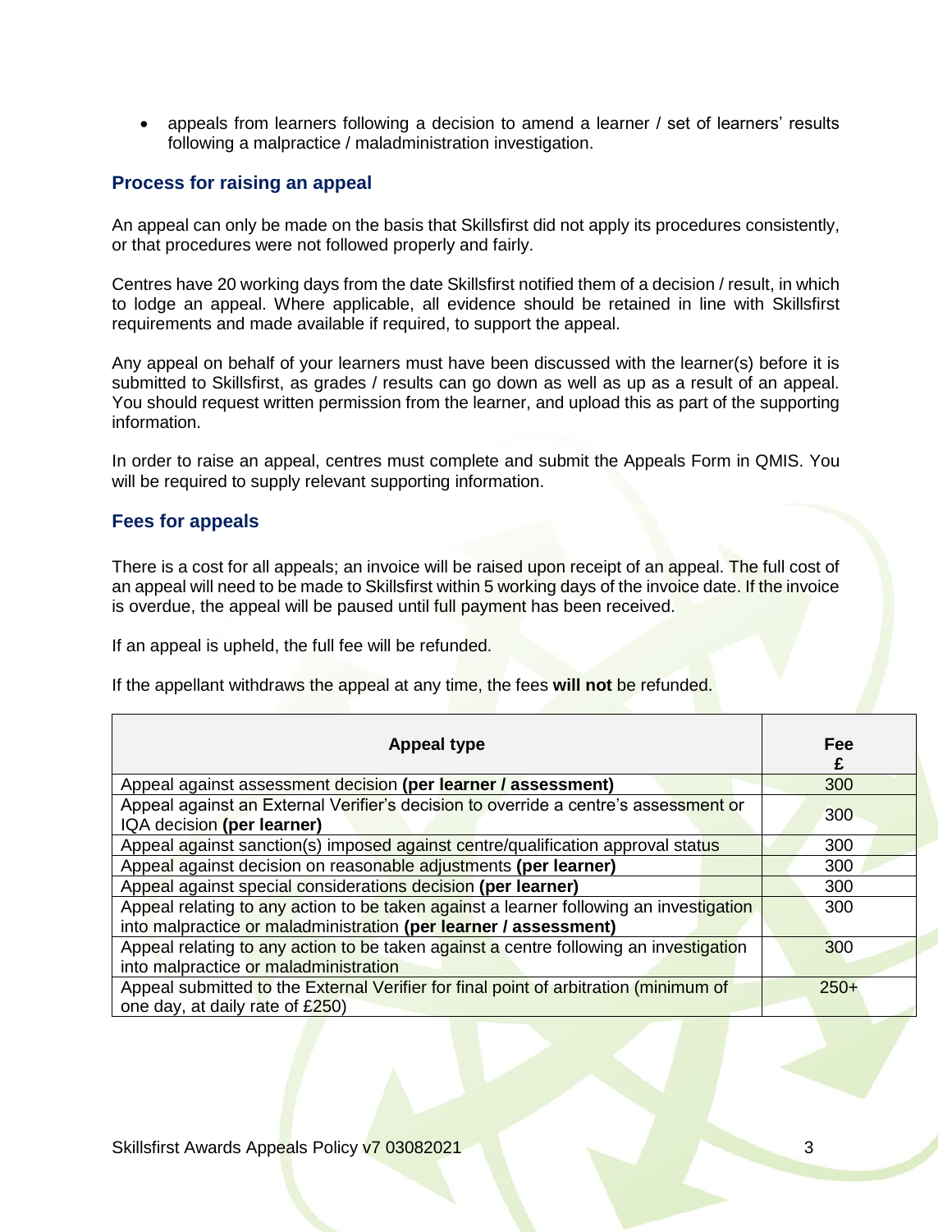- appeals from learners following a decision to amend a learner / set of learners' results following a malpractice / maladministration investigation.

## Process for raising an appeal

An appeal can only be made on the basis that Skillsfirst did not apply its procedures consistently, or that procedures were not followed properly and fairly.

Centres have 20 working days from the date Skillsfirst notified them of a decision / result, in which to lodge an appeal. Where applicable, all evidence should be retained in line with Skillsfirst requirements and made available if required, to support the appeal.

Any appeal on behalf of your learners must have been discussed with the learner(s) before it is submitted to Skillsfirst, as grades / results can go down as well as up as a result of an appeal. You should request written permission from the learner, and upload this as part of the supporting information.

In order to raise an appeal, centres must complete and submit the Appeals Form in QMIS. You will be required to supply relevant supporting information.

## Fees for appeals

There is a cost for all appeals; an invoice will be raised upon receipt of an appeal. The full cost of an appeal will need to be made to Skillsfirst within 5 working days of the invoice date. If the invoice is overdue, the appeal will be paused until full payment has been received.

If an appeal is upheld, the full fee will be refunded.

If the appellant withdraws the appeal at any time, the fees **will not** be refunded.

| Appeal type | Fee £ |
|---|---|
| Appeal against assessment decision **(per learner / assessment)** | 300 |
| Appeal against an External Verifier's decision to override a centre's assessment or IQA decision **(per learner)** | 300 |
| Appeal against sanction(s) imposed against centre/qualification approval status | 300 |
| Appeal against decision on reasonable adjustments **(per learner)** | 300 |
| Appeal against special considerations decision **(per learner)** | 300 |
| Appeal relating to any action to be taken against a learner following an investigation into malpractice or maladministration **(per learner / assessment)** | 300 |
| Appeal relating to any action to be taken against a centre following an investigation into malpractice or maladministration | 300 |
| Appeal submitted to the External Verifier for final point of arbitration (minimum of one day, at daily rate of £250) | 250+ |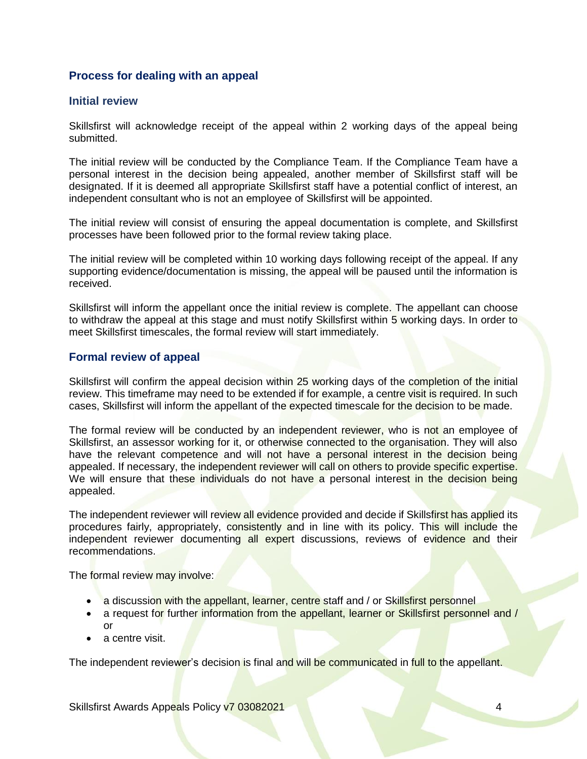## Process for dealing with an appeal

### Initial review

Skillsfirst will acknowledge receipt of the appeal within 2 working days of the appeal being submitted.

The initial review will be conducted by the Compliance Team. If the Compliance Team have a personal interest in the decision being appealed, another member of Skillsfirst staff will be designated. If it is deemed all appropriate Skillsfirst staff have a potential conflict of interest, an independent consultant who is not an employee of Skillsfirst will be appointed.

The initial review will consist of ensuring the appeal documentation is complete, and Skillsfirst processes have been followed prior to the formal review taking place.

The initial review will be completed within 10 working days following receipt of the appeal. If any supporting evidence/documentation is missing, the appeal will be paused until the information is received.

Skillsfirst will inform the appellant once the initial review is complete. The appellant can choose to withdraw the appeal at this stage and must notify Skillsfirst within 5 working days. In order to meet Skillsfirst timescales, the formal review will start immediately.

### Formal review of appeal

Skillsfirst will confirm the appeal decision within 25 working days of the completion of the initial review. This timeframe may need to be extended if for example, a centre visit is required. In such cases, Skillsfirst will inform the appellant of the expected timescale for the decision to be made.

The formal review will be conducted by an independent reviewer, who is not an employee of Skillsfirst, an assessor working for it, or otherwise connected to the organisation. They will also have the relevant competence and will not have a personal interest in the decision being appealed. If necessary, the independent reviewer will call on others to provide specific expertise. We will ensure that these individuals do not have a personal interest in the decision being appealed.

The independent reviewer will review all evidence provided and decide if Skillsfirst has applied its procedures fairly, appropriately, consistently and in line with its policy. This will include the independent reviewer documenting all expert discussions, reviews of evidence and their recommendations.

The formal review may involve:

- a discussion with the appellant, learner, centre staff and / or Skillsfirst personnel
- a request for further information from the appellant, learner or Skillsfirst personnel and / or
- a centre visit.

The independent reviewer's decision is final and will be communicated in full to the appellant.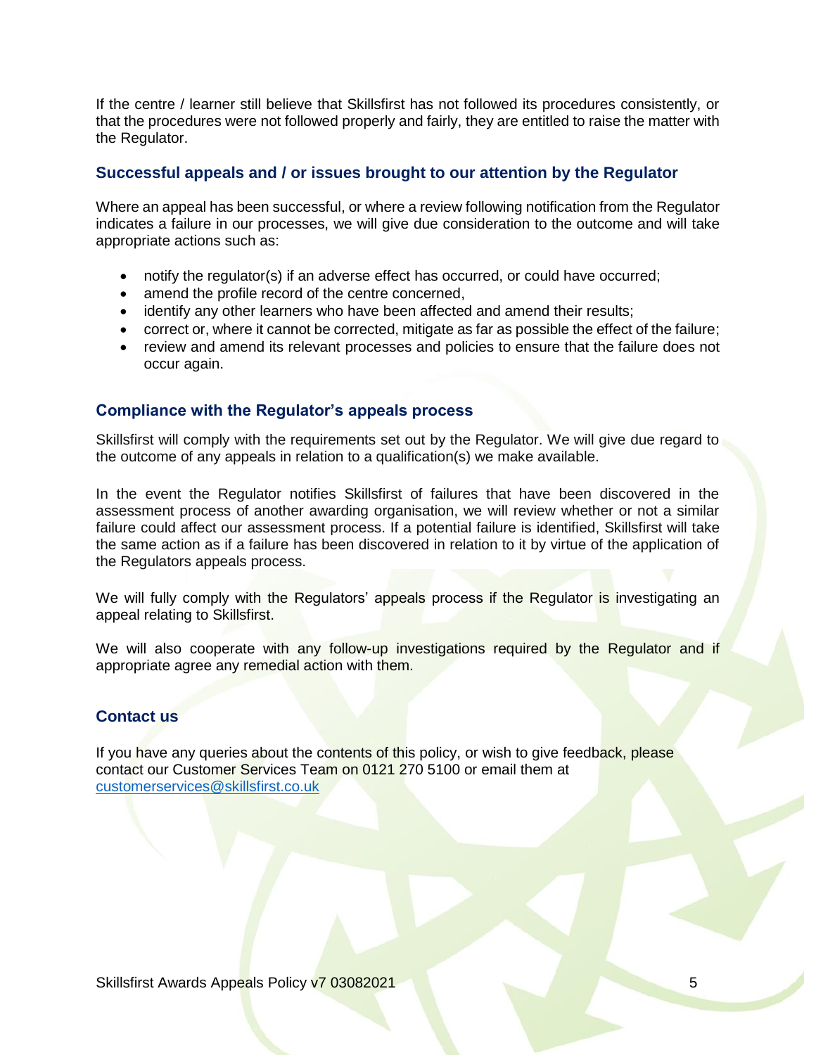If the centre / learner still believe that Skillsfirst has not followed its procedures consistently, or that the procedures were not followed properly and fairly, they are entitled to raise the matter with the Regulator.

## Successful appeals and / or issues brought to our attention by the Regulator

Where an appeal has been successful, or where a review following notification from the Regulator indicates a failure in our processes, we will give due consideration to the outcome and will take appropriate actions such as:

- notify the regulator(s) if an adverse effect has occurred, or could have occurred;
- amend the profile record of the centre concerned,
- identify any other learners who have been affected and amend their results;
- correct or, where it cannot be corrected, mitigate as far as possible the effect of the failure;
- review and amend its relevant processes and policies to ensure that the failure does not occur again.

## Compliance with the Regulator's appeals process

Skillsfirst will comply with the requirements set out by the Regulator. We will give due regard to the outcome of any appeals in relation to a qualification(s) we make available.

In the event the Regulator notifies Skillsfirst of failures that have been discovered in the assessment process of another awarding organisation, we will review whether or not a similar failure could affect our assessment process. If a potential failure is identified, Skillsfirst will take the same action as if a failure has been discovered in relation to it by virtue of the application of the Regulators appeals process.

We will fully comply with the Regulators' appeals process if the Regulator is investigating an appeal relating to Skillsfirst.

We will also cooperate with any follow-up investigations required by the Regulator and if appropriate agree any remedial action with them.

## Contact us

If you have any queries about the contents of this policy, or wish to give feedback, please contact our Customer Services Team on 0121 270 5100 or email them at customerservices@skillsfirst.co.uk